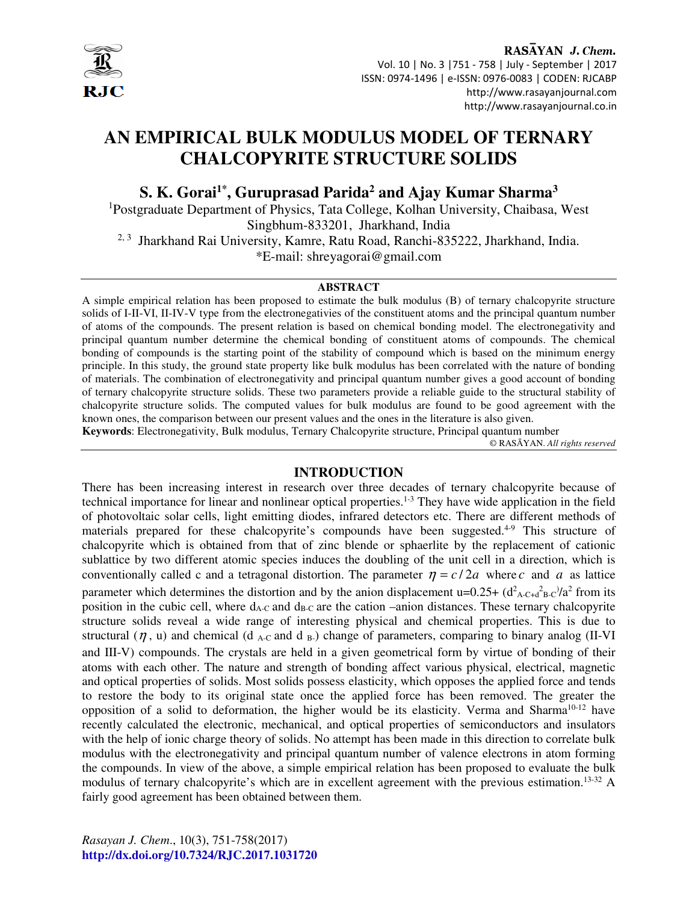# AN EMPIRICAL BULK MODULUS MODEL OF TERNARY CHALCOPYRITE STRUCTURE SOLIDS

**S. K. Gorai[1*], Guruprasad Parida[2] and Ajay Kumar Sharma[3]**

[1]Postgraduate Department of Physics, Tata College, Kolhan University, Chaibasa, West Singbhum-833201, Jharkhand, India

[2, 3] Jharkhand Rai University, Kamre, Ratu Road, Ranchi-835222, Jharkhand, India.

*E-mail: shreyagorai@gmail.com

## ABSTRACT

A simple empirical relation has been proposed to estimate the bulk modulus (B) of ternary chalcopyrite structure solids of I-II-VI, II-IV-V type from the electronegativies of the constituent atoms and the principal quantum number of atoms of the compounds. The present relation is based on chemical bonding model. The electronegativity and principal quantum number determine the chemical bonding of constituent atoms of compounds. The chemical bonding of compounds is the starting point of the stability of compound which is based on the minimum energy principle. In this study, the ground state property like bulk modulus has been correlated with the nature of bonding of materials. The combination of electronegativity and principal quantum number gives a good account of bonding of ternary chalcopyrite structure solids. These two parameters provide a reliable guide to the structural stability of chalcopyrite structure solids. The computed values for bulk modulus are found to be good agreement with the known ones, the comparison between our present values and the ones in the literature is also given.

**Keywords**: Electronegativity, Bulk modulus, Ternary Chalcopyrite structure, Principal quantum number

© RASĀYAN. *All rights reserved*

## INTRODUCTION

There has been increasing interest in research over three decades of ternary chalcopyrite because of technical importance for linear and nonlinear optical properties.[1-3] They have wide application in the field of photovoltaic solar cells, light emitting diodes, infrared detectors etc. There are different methods of materials prepared for these chalcopyrite's compounds have been suggested.[4-9] This structure of chalcopyrite which is obtained from that of zinc blende or sphaerlite by the replacement of cationic sublattice by two different atomic species induces the doubling of the unit cell in a direction, which is conventionally called c and a tetragonal distortion. The parameter $\eta = c/2a$ where $c$ and $a$ as lattice parameter which determines the distortion and by the anion displacement u=0.25+ $(d^2_{A-C+}d^2_{B-C})/a^2$ from its position in the cubic cell, where $d_{A-C}$ and $d_{B-C}$ are the cation –anion distances. These ternary chalcopyrite structure solids reveal a wide range of interesting physical and chemical properties. This is due to structural ($\eta$, u) and chemical ($d_{A-C}$ and $d_{B-}$) change of parameters, comparing to binary analog (II-VI and III-V) compounds. The crystals are held in a given geometrical form by virtue of bonding of their atoms with each other. The nature and strength of bonding affect various physical, electrical, magnetic and optical properties of solids. Most solids possess elasticity, which opposes the applied force and tends to restore the body to its original state once the applied force has been removed. The greater the opposition of a solid to deformation, the higher would be its elasticity. Verma and Sharma[10-12] have recently calculated the electronic, mechanical, and optical properties of semiconductors and insulators with the help of ionic charge theory of solids. No attempt has been made in this direction to correlate bulk modulus with the electronegativity and principal quantum number of valence electrons in atom forming the compounds. In view of the above, a simple empirical relation has been proposed to evaluate the bulk modulus of ternary chalcopyrite's which are in excellent agreement with the previous estimation.[13-32] A fairly good agreement has been obtained between them.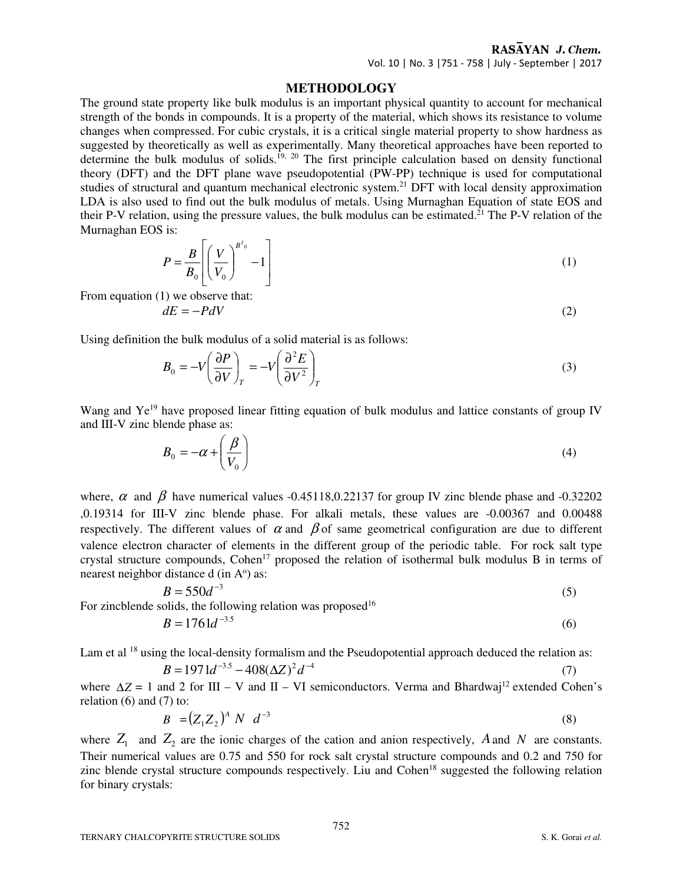## METHODOLOGY

The ground state property like bulk modulus is an important physical quantity to account for mechanical strength of the bonds in compounds. It is a property of the material, which shows its resistance to volume changes when compressed. For cubic crystals, it is a critical single material property to show hardness as suggested by theoretically as well as experimentally. Many theoretical approaches have been reported to determine the bulk modulus of solids.[19, 20] The first principle calculation based on density functional theory (DFT) and the DFT plane wave pseudopotential (PW-PP) technique is used for computational studies of structural and quantum mechanical electronic system.[21] DFT with local density approximation LDA is also used to find out the bulk modulus of metals. Using Murnaghan Equation of state EOS and their P-V relation, using the pressure values, the bulk modulus can be estimated.[21] The P-V relation of the Murnaghan EOS is:

$$P = \frac{B}{B_0}\left[\left(\frac{V}{V_0}\right)^{B'_0} - 1\right] \tag{1}$$

From equation (1) we observe that:

$$dE = -PdV \tag{2}$$

Using definition the bulk modulus of a solid material is as follows:

$$B_0 = -V\left(\frac{\partial P}{\partial V}\right)_T = -V\left(\frac{\partial^2 E}{\partial V^2}\right)_T \tag{3}$$

Wang and Ye[19] have proposed linear fitting equation of bulk modulus and lattice constants of group IV and III-V zinc blende phase as:

$$B_0 = -\alpha + \left(\frac{\beta}{V_0}\right) \tag{4}$$

where, $\alpha$ and $\beta$ have numerical values -0.45118,0.22137 for group IV zinc blende phase and -0.32202 ,0.19314 for III-V zinc blende phase. For alkali metals, these values are -0.00367 and 0.00488 respectively. The different values of $\alpha$ and $\beta$ of same geometrical configuration are due to different valence electron character of elements in the different group of the periodic table. For rock salt type crystal structure compounds, Cohen[17] proposed the relation of isothermal bulk modulus B in terms of nearest neighbor distance d (in A°) as:

$$B = 550d^{-3} \tag{5}$$

For zincblende solids, the following relation was proposed[16]

$$B = 1761d^{-3.5} \tag{6}$$

Lam et al [18] using the local-density formalism and the Pseudopotential approach deduced the relation as:

$$B = 1971d^{-3.5} - 408(\Delta Z)^2 d^{-4} \tag{7}$$

where $\Delta Z$ = 1 and 2 for III – V and II – VI semiconductors. Verma and Bhardwaj[12] extended Cohen's relation (6) and (7) to:

$$B = (Z_1 Z_2)^A \; N \; d^{-3} \tag{8}$$

where $Z_1$ and $Z_2$ are the ionic charges of the cation and anion respectively, $A$ and $N$ are constants. Their numerical values are 0.75 and 550 for rock salt crystal structure compounds and 0.2 and 750 for zinc blende crystal structure compounds respectively. Liu and Cohen[18] suggested the following relation for binary crystals: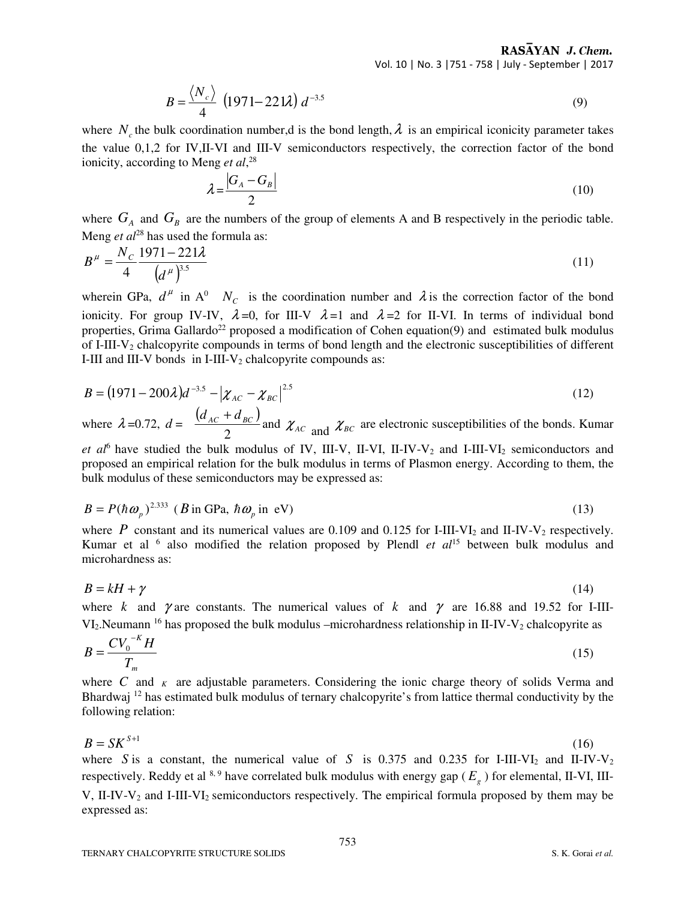$$B = \frac{\langle N_c \rangle}{4}\ (1971 - 221\lambda)\ d^{-3.5} \tag{9}$$

where $N_c$ the bulk coordination number,d is the bond length, $\lambda$ is an empirical iconicity parameter takes the value 0,1,2 for IV,II-VI and III-V semiconductors respectively, the correction factor of the bond ionicity, according to Meng *et al*,[28]

$$\lambda = \frac{|G_A - G_B|}{2} \tag{10}$$

where $G_A$ and $G_B$ are the numbers of the group of elements A and B respectively in the periodic table. Meng *et al*[28] has used the formula as:

$$B^{\mu} = \frac{N_C}{4}\frac{1971 - 221\lambda}{\left(d^{\mu}\right)^{3.5}} \tag{11}$$

wherein GPa, $d^{\mu}$ in $A^0$ $N_C$ is the coordination number and $\lambda$ is the correction factor of the bond ionicity. For group IV-IV, $\lambda$=0, for III-V $\lambda$=1 and $\lambda$=2 for II-VI. In terms of individual bond properties, Grima Gallardo[22] proposed a modification of Cohen equation(9) and estimated bulk modulus of I-III-$V_2$ chalcopyrite compounds in terms of bond length and the electronic susceptibilities of different I-III and III-V bonds in I-III-$V_2$ chalcopyrite compounds as:

$$B = (1971 - 200\lambda)d^{-3.5} - |\chi_{AC} - \chi_{BC}|^{2.5} \tag{12}$$

where $\lambda$=0.72, $d = \dfrac{(d_{AC} + d_{BC})}{2}$ and $\chi_{AC}$ and $\chi_{BC}$ are electronic susceptibilities of the bonds. Kumar *et al*[6] have studied the bulk modulus of IV, III-V, II-VI, II-IV-$V_2$ and I-III-$VI_2$ semiconductors and proposed an empirical relation for the bulk modulus in terms of Plasmon energy. According to them, the bulk modulus of these semiconductors may be expressed as:

$$B = P(\hbar\omega_p)^{2.333}\ \ (B \text{ in GPa, } \hbar\omega_p \text{ in eV}) \tag{13}$$

where $P$ constant and its numerical values are 0.109 and 0.125 for I-III-$VI_2$ and II-IV-$V_2$ respectively. Kumar et al [6] also modified the relation proposed by Plendl *et al*[15] between bulk modulus and microhardness as:

$$B = kH + \gamma \tag{14}$$

where $k$ and $\gamma$ are constants. The numerical values of $k$ and $\gamma$ are 16.88 and 19.52 for I-III-$VI_2$.Neumann [16] has proposed the bulk modulus –microhardness relationship in II-IV-$V_2$ chalcopyrite as

$$B = \frac{CV_0^{-K}H}{T_m} \tag{15}$$

where $C$ and $\kappa$ are adjustable parameters. Considering the ionic charge theory of solids Verma and Bhardwaj [12] has estimated bulk modulus of ternary chalcopyrite's from lattice thermal conductivity by the following relation:

$$B = SK^{S+1} \tag{16}$$

where $S$ is a constant, the numerical value of $S$ is 0.375 and 0.235 for I-III-$VI_2$ and II-IV-$V_2$ respectively. Reddy et al [8, 9] have correlated bulk modulus with energy gap ($E_g$) for elemental, II-VI, III-V, II-IV-$V_2$ and I-III-$VI_2$ semiconductors respectively. The empirical formula proposed by them may be expressed as: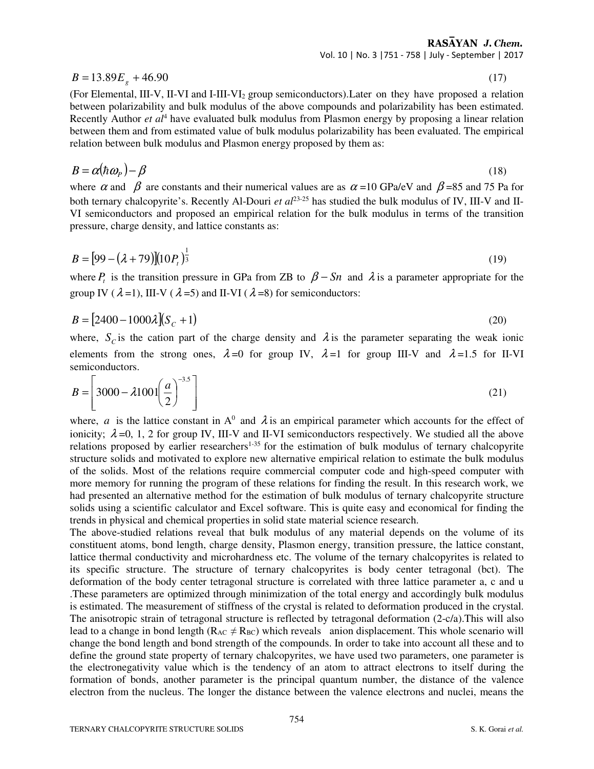$$B = 13.89E_g + 46.90 \tag{17}$$

(For Elemental, III-V, II-VI and I-III-$VI_2$ group semiconductors).Later on they have proposed a relation between polarizability and bulk modulus of the above compounds and polarizability has been estimated. Recently Author *et al*[4] have evaluated bulk modulus from Plasmon energy by proposing a linear relation between them and from estimated value of bulk modulus polarizability has been evaluated. The empirical relation between bulk modulus and Plasmon energy proposed by them as:

$$B = \alpha(\hbar\omega_P) - \beta \tag{18}$$

where $\alpha$ and $\beta$ are constants and their numerical values are as $\alpha$ =10 GPa/eV and $\beta$ =85 and 75 Pa for both ternary chalcopyrite's. Recently Al-Douri *et al*[23-25] has studied the bulk modulus of IV, III-V and II-VI semiconductors and proposed an empirical relation for the bulk modulus in terms of the transition pressure, charge density, and lattice constants as:

$$B = [99 - (\lambda + 79)](10P_t)^{\frac{1}{3}} \tag{19}$$

where $P_t$ is the transition pressure in GPa from ZB to $\beta - Sn$ and $\lambda$ is a parameter appropriate for the group IV ($\lambda$=1), III-V ($\lambda$=5) and II-VI ($\lambda$=8) for semiconductors:

$$B = [2400 - 1000\lambda](S_C + 1) \tag{20}$$

where, $S_C$ is the cation part of the charge density and $\lambda$ is the parameter separating the weak ionic elements from the strong ones, $\lambda$=0 for group IV, $\lambda$=1 for group III-V and $\lambda$=1.5 for II-VI semiconductors.

$$B = \left[3000 - \lambda 1001\left(\frac{a}{2}\right)^{-3.5}\right] \tag{21}$$

where, $a$ is the lattice constant in $A^0$ and $\lambda$ is an empirical parameter which accounts for the effect of ionicity; $\lambda$=0, 1, 2 for group IV, III-V and II-VI semiconductors respectively. We studied all the above relations proposed by earlier researchers[1-35] for the estimation of bulk modulus of ternary chalcopyrite structure solids and motivated to explore new alternative empirical relation to estimate the bulk modulus of the solids. Most of the relations require commercial computer code and high-speed computer with more memory for running the program of these relations for finding the result. In this research work, we had presented an alternative method for the estimation of bulk modulus of ternary chalcopyrite structure solids using a scientific calculator and Excel software. This is quite easy and economical for finding the trends in physical and chemical properties in solid state material science research.

The above-studied relations reveal that bulk modulus of any material depends on the volume of its constituent atoms, bond length, charge density, Plasmon energy, transition pressure, the lattice constant, lattice thermal conductivity and microhardness etc. The volume of the ternary chalcopyrites is related to its specific structure. The structure of ternary chalcopyrites is body center tetragonal (bct). The deformation of the body center tetragonal structure is correlated with three lattice parameter a, c and u .These parameters are optimized through minimization of the total energy and accordingly bulk modulus is estimated. The measurement of stiffness of the crystal is related to deformation produced in the crystal. The anisotropic strain of tetragonal structure is reflected by tetragonal deformation (2-c/a).This will also lead to a change in bond length ($R_{AC} \neq R_{BC}$) which reveals anion displacement. This whole scenario will change the bond length and bond strength of the compounds. In order to take into account all these and to define the ground state property of ternary chalcopyrites, we have used two parameters, one parameter is the electronegativity value which is the tendency of an atom to attract electrons to itself during the formation of bonds, another parameter is the principal quantum number, the distance of the valence electron from the nucleus. The longer the distance between the valence electrons and nuclei, means the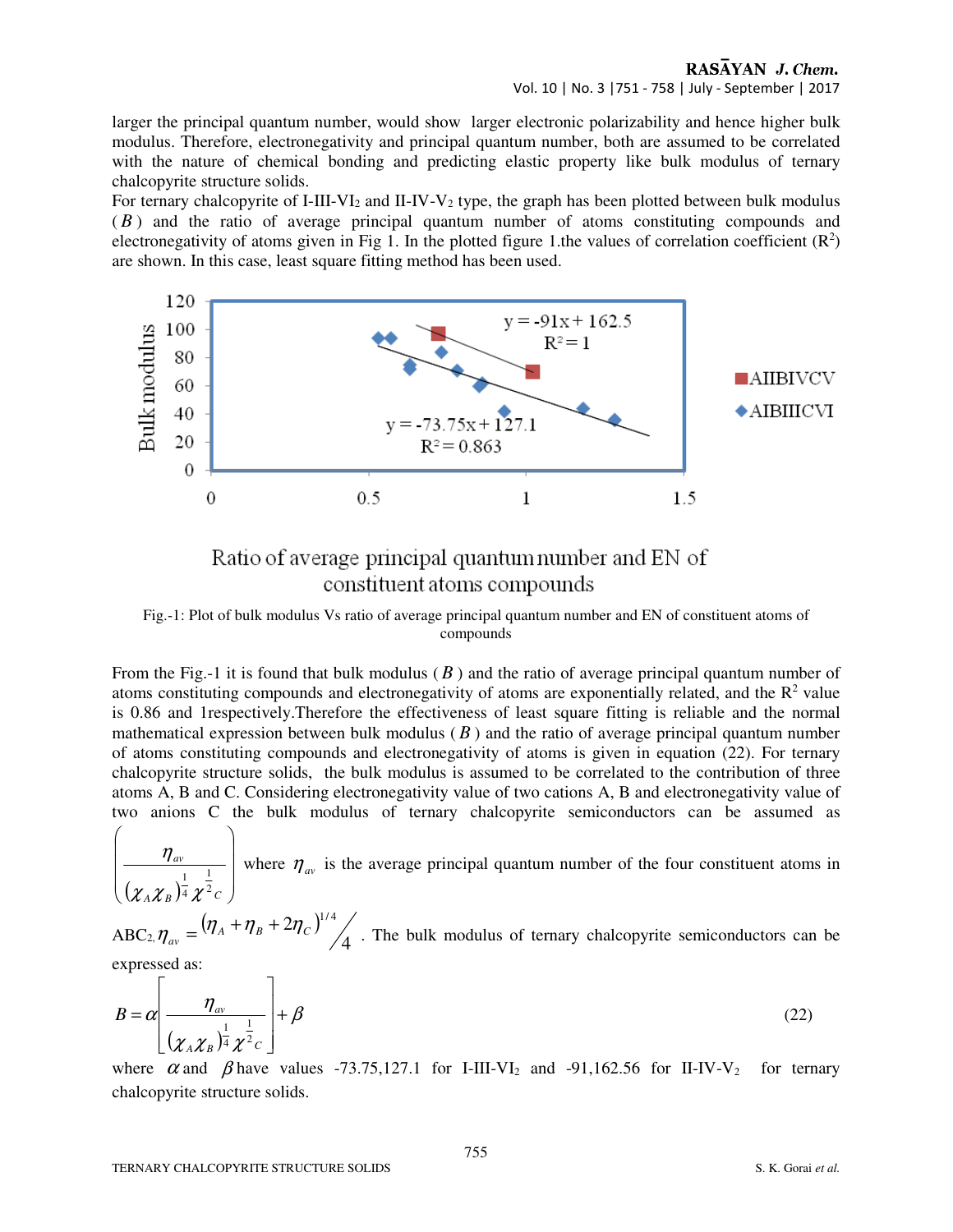larger the principal quantum number, would show larger electronic polarizability and hence higher bulk modulus. Therefore, electronegativity and principal quantum number, both are assumed to be correlated with the nature of chemical bonding and predicting elastic property like bulk modulus of ternary chalcopyrite structure solids.

For ternary chalcopyrite of I-III-$VI_2$ and II-IV-$V_2$ type, the graph has been plotted between bulk modulus ($B$) and the ratio of average principal quantum number of atoms constituting compounds and electronegativity of atoms given in Fig 1. In the plotted figure 1.the values of correlation coefficient ($R^2$) are shown. In this case, least square fitting method has been used.

Fig.-1: Plot of bulk modulus Vs ratio of average principal quantum number and EN of constituent atoms of compounds

From the Fig.-1 it is found that bulk modulus ($B$) and the ratio of average principal quantum number of atoms constituting compounds and electronegativity of atoms are exponentially related, and the $R^2$ value is 0.86 and 1respectively.Therefore the effectiveness of least square fitting is reliable and the normal mathematical expression between bulk modulus ($B$) and the ratio of average principal quantum number of atoms constituting compounds and electronegativity of atoms is given in equation (22). For ternary chalcopyrite structure solids, the bulk modulus is assumed to be correlated to the contribution of three atoms A, B and C. Considering electronegativity value of two cations A, B and electronegativity value of two anions C the bulk modulus of ternary chalcopyrite semiconductors can be assumed as $\left(\dfrac{\eta_{av}}{(\chi_A\chi_B)^{\frac{1}{4}}\chi^{\frac{1}{2}}{}_C}\right)$ where $\eta_{av}$ is the average principal quantum number of the four constituent atoms in $ABC_2$, $\eta_{av} = {(\eta_A + \eta_B + 2\eta_C)^{1/4}}\big/{4}$ . The bulk modulus of ternary chalcopyrite semiconductors can be expressed as:

$$B = \alpha\left[\frac{\eta_{av}}{(\chi_A\chi_B)^{\frac{1}{4}}\chi^{\frac{1}{2}}{}_C}\right] + \beta \tag{22}$$

where $\alpha$ and $\beta$ have values -73.75,127.1 for I-III-$VI_2$ and -91,162.56 for II-IV-$V_2$ for ternary chalcopyrite structure solids.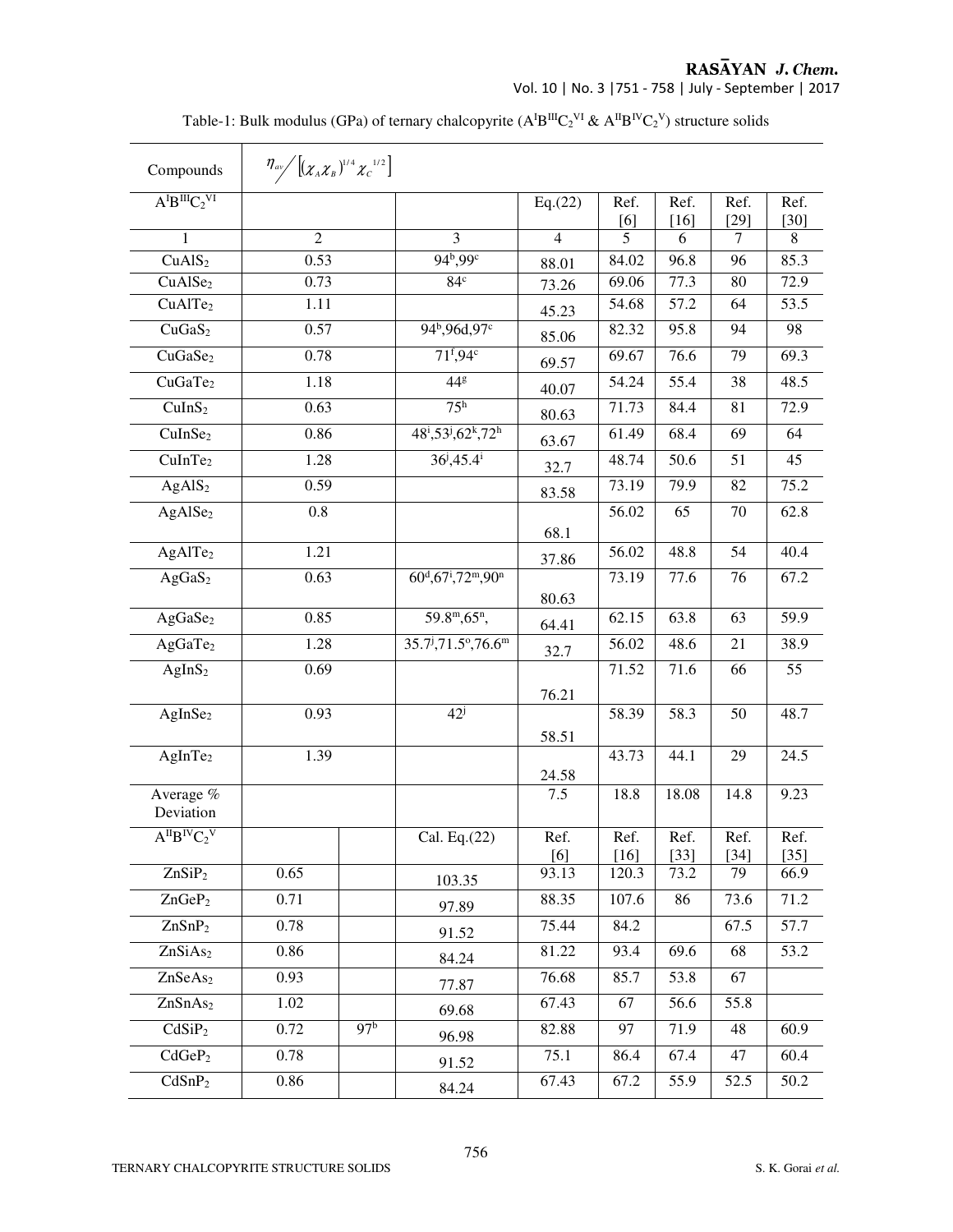Table-1: Bulk modulus (GPa) of ternary chalcopyrite ($A^IB^{III}C_2^{VI}$ & $A^{II}B^{IV}C_2^{V}$) structure solids

| Compounds | $\eta_{av}/\left[(\chi_A\chi_B)^{1/4}\chi_C^{1/2}\right]$ | | | | | | | |
|---|---|---|---|---|---|---|---|---|
| $A^IB^{III}C_2^{VI}$ | | | | Eq.(22) | Ref. [6] | Ref. [16] | Ref. [29] | Ref. [30] |
| 1 | 2 | | 3 | 4 | 5 | 6 | 7 | 8 |
| $CuAlS_2$ | 0.53 | | 94[b],99[c] | 88.01 | 84.02 | 96.8 | 96 | 85.3 |
| $CuAlSe_2$ | 0.73 | | 84[c] | 73.26 | 69.06 | 77.3 | 80 | 72.9 |
| $CuAlTe_2$ | 1.11 | | | 45.23 | 54.68 | 57.2 | 64 | 53.5 |
| $CuGaS_2$ | 0.57 | | 94[b],96d,97[c] | 85.06 | 82.32 | 95.8 | 94 | 98 |
| $CuGaSe_2$ | 0.78 | | 71[f],94[c] | 69.57 | 69.67 | 76.6 | 79 | 69.3 |
| $CuGaTe_2$ | 1.18 | | 44[g] | 40.07 | 54.24 | 55.4 | 38 | 48.5 |
| $CuInS_2$ | 0.63 | | 75[h] | 80.63 | 71.73 | 84.4 | 81 | 72.9 |
| $CuInSe_2$ | 0.86 | | 48[i],53[j],62[k],72[h] | 63.67 | 61.49 | 68.4 | 69 | 64 |
| $CuInTe_2$ | 1.28 | | 36[j],45.4[i] | 32.7 | 48.74 | 50.6 | 51 | 45 |
| $AgAlS_2$ | 0.59 | | | 83.58 | 73.19 | 79.9 | 82 | 75.2 |
| $AgAlSe_2$ | 0.8 | | | 68.1 | 56.02 | 65 | 70 | 62.8 |
| $AgAlTe_2$ | 1.21 | | | 37.86 | 56.02 | 48.8 | 54 | 40.4 |
| $AgGaS_2$ | 0.63 | | 60[d],67[i],72[m],90[n] | 80.63 | 73.19 | 77.6 | 76 | 67.2 |
| $AgGaSe_2$ | 0.85 | | 59.8[m],65[n], | 64.41 | 62.15 | 63.8 | 63 | 59.9 |
| $AgGaTe_2$ | 1.28 | | 35.7[j],71.5[o],76.6[m] | 32.7 | 56.02 | 48.6 | 21 | 38.9 |
| $AgInS_2$ | 0.69 | | | 76.21 | 71.52 | 71.6 | 66 | 55 |
| $AgInSe_2$ | 0.93 | | 42[j] | 58.51 | 58.39 | 58.3 | 50 | 48.7 |
| $AgInTe_2$ | 1.39 | | | 24.58 | 43.73 | 44.1 | 29 | 24.5 |
| Average % Deviation | | | | 7.5 | 18.8 | 18.08 | 14.8 | 9.23 |
| $A^{II}B^{IV}C_2^{V}$ | | | Cal. Eq.(22) | Ref. [6] | Ref. [16] | Ref. [33] | Ref. [34] | Ref. [35] |
| $ZnSiP_2$ | 0.65 | | 103.35 | 93.13 | 120.3 | 73.2 | 79 | 66.9 |
| $ZnGeP_2$ | 0.71 | | 97.89 | 88.35 | 107.6 | 86 | 73.6 | 71.2 |
| $ZnSnP_2$ | 0.78 | | 91.52 | 75.44 | 84.2 | | 67.5 | 57.7 |
| $ZnSiAs_2$ | 0.86 | | 84.24 | 81.22 | 93.4 | 69.6 | 68 | 53.2 |
| $ZnSeAs_2$ | 0.93 | | 77.87 | 76.68 | 85.7 | 53.8 | 67 | |
| $ZnSnAs_2$ | 1.02 | | 69.68 | 67.43 | 67 | 56.6 | 55.8 | |
| $CdSiP_2$ | 0.72 | 97[b] | 96.98 | 82.88 | 97 | 71.9 | 48 | 60.9 |
| $CdGeP_2$ | 0.78 | | 91.52 | 75.1 | 86.4 | 67.4 | 47 | 60.4 |
| $CdSnP_2$ | 0.86 | | 84.24 | 67.43 | 67.2 | 55.9 | 52.5 | 50.2 |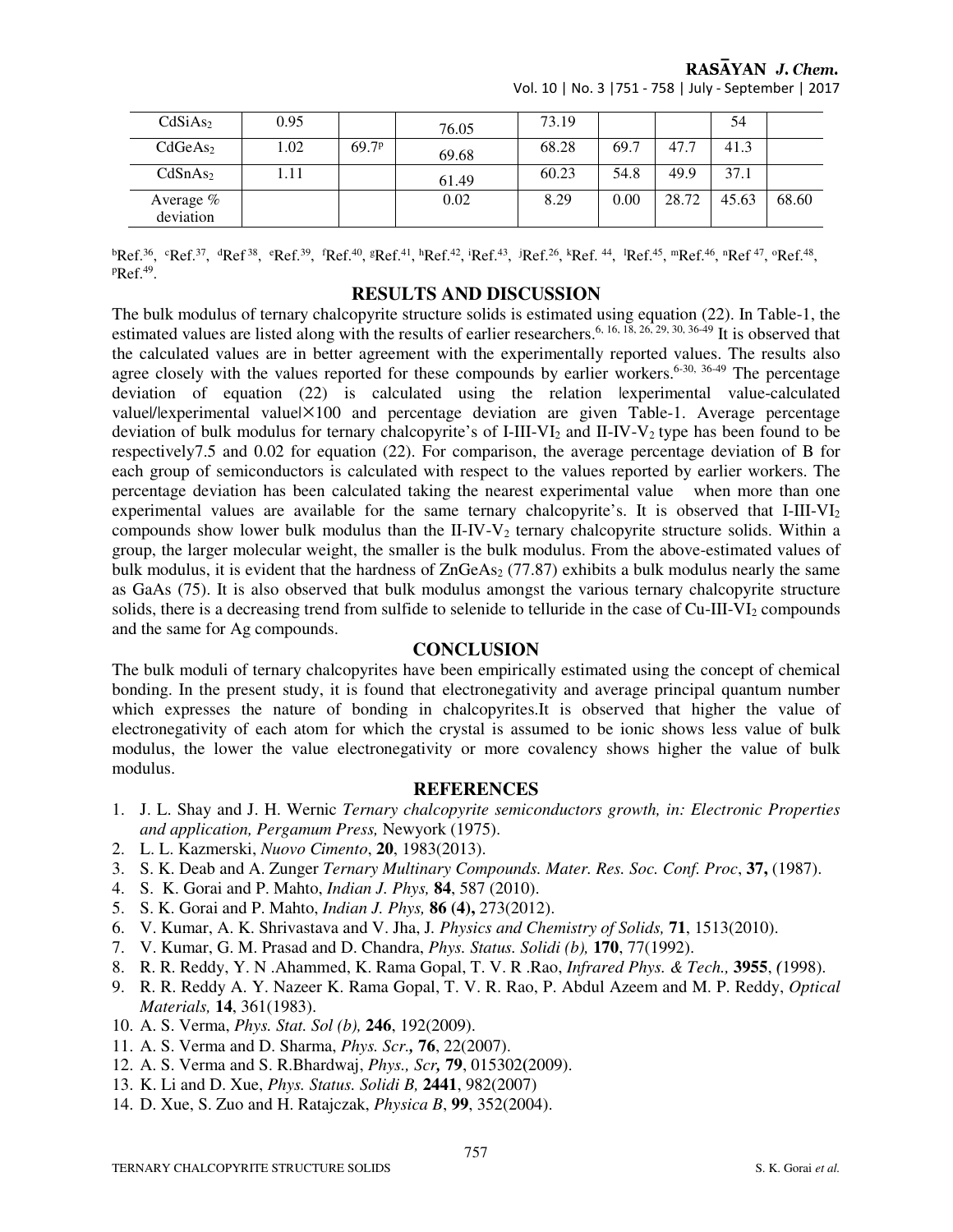| $CdSiAs_2$ | 0.95 | | 76.05 | 73.19 | | | 54 | |
|---|---|---|---|---|---|---|---|---|
| $CdGeAs_2$ | 1.02 | 69.7[p] | 69.68 | 68.28 | 69.7 | 47.7 | 41.3 | |
| $CdSnAs_2$ | 1.11 | | 61.49 | 60.23 | 54.8 | 49.9 | 37.1 | |
| Average % deviation | | | 0.02 | 8.29 | 0.00 | 28.72 | 45.63 | 68.60 |

[b]Ref.[36], [c]Ref.[37], [d]Ref [38], [e]Ref.[39], [f]Ref.[40], [g]Ref.[41], [h]Ref.[42], [i]Ref.[43], [j]Ref.[26], [k]Ref. [44], [l]Ref.[45], [m]Ref.[46], [n]Ref [47], [o]Ref.[48], [p]Ref.[49].

## RESULTS AND DISCUSSION

The bulk modulus of ternary chalcopyrite structure solids is estimated using equation (22). In Table-1, the estimated values are listed along with the results of earlier researchers.[6, 16, 18, 26, 29, 30, 36-49] It is observed that the calculated values are in better agreement with the experimentally reported values. The results also agree closely with the values reported for these compounds by earlier workers.[6-30, 36-49] The percentage deviation of equation (22) is calculated using the relation |experimental value-calculated value|/|experimental value|×100 and percentage deviation are given Table-1. Average percentage deviation of bulk modulus for ternary chalcopyrite's of I-III-$VI_2$ and II-IV-$V_2$ type has been found to be respectively7.5 and 0.02 for equation (22). For comparison, the average percentage deviation of B for each group of semiconductors is calculated with respect to the values reported by earlier workers. The percentage deviation has been calculated taking the nearest experimental value when more than one experimental values are available for the same ternary chalcopyrite's. It is observed that I-III-$VI_2$ compounds show lower bulk modulus than the II-IV-$V_2$ ternary chalcopyrite structure solids. Within a group, the larger molecular weight, the smaller is the bulk modulus. From the above-estimated values of bulk modulus, it is evident that the hardness of $ZnGeAs_2$ (77.87) exhibits a bulk modulus nearly the same as GaAs (75). It is also observed that bulk modulus amongst the various ternary chalcopyrite structure solids, there is a decreasing trend from sulfide to selenide to telluride in the case of Cu-III-$VI_2$ compounds and the same for Ag compounds.

## CONCLUSION

The bulk moduli of ternary chalcopyrites have been empirically estimated using the concept of chemical bonding. In the present study, it is found that electronegativity and average principal quantum number which expresses the nature of bonding in chalcopyrites.It is observed that higher the value of electronegativity of each atom for which the crystal is assumed to be ionic shows less value of bulk modulus, the lower the value electronegativity or more covalency shows higher the value of bulk modulus.

## REFERENCES

1. J. L. Shay and J. H. Wernic *Ternary chalcopyrite semiconductors growth, in: Electronic Properties and application, Pergamum Press,* Newyork (1975).
2. L. L. Kazmerski, *Nuovo Cimento*, **20**, 1983(2013).
3. S. K. Deab and A. Zunger *Ternary Multinary Compounds. Mater. Res. Soc. Conf. Proc*, **37,** (1987).
4. S. K. Gorai and P. Mahto, *Indian J. Phys,* **84**, 587 (2010).
5. S. K. Gorai and P. Mahto, *Indian J. Phys,* **86 (4),** 273(2012).
6. V. Kumar, A. K. Shrivastava and V. Jha, J*. Physics and Chemistry of Solids,* **71**, 1513(2010).
7. V. Kumar, G. M. Prasad and D. Chandra, *Phys. Status. Solidi (b),* **170**, 77(1992).
8. R. R. Reddy, Y. N .Ahammed, K. Rama Gopal, T. V. R .Rao, *Infrared Phys. & Tech.,* **3955**, *(*1998).
9. R. R. Reddy A. Y. Nazeer K. Rama Gopal, T. V. R. Rao, P. Abdul Azeem and M. P. Reddy, *Optical Materials,* **14**, 361(1983).
10. A. S. Verma, *Phys. Stat. Sol (b),* **246**, 192(2009).
11. A. S. Verma and D. Sharma, *Phys. Scr.,* **76**, 22(2007).
12. A. S. Verma and S. R.Bhardwaj, *Phys., Scr,* **79**, 015302(2009).
13. K. Li and D. Xue, *Phys. Status. Solidi B,* **2441**, 982(2007)
14. D. Xue, S. Zuo and H. Ratajczak, *Physica B*, **99**, 352(2004).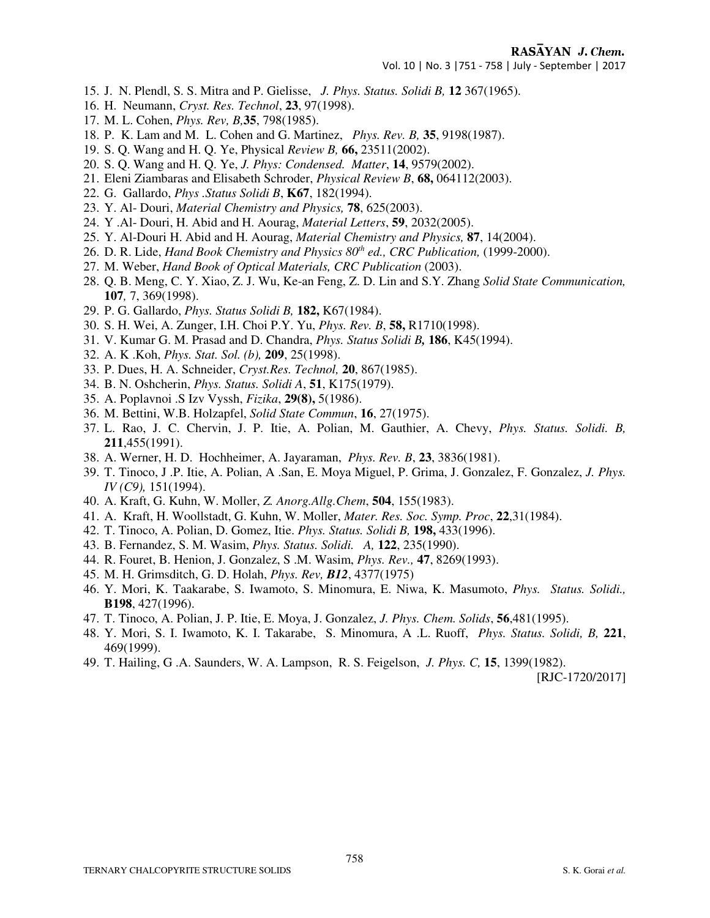15. J. N. Plendl, S. S. Mitra and P. Gielisse, *J. Phys. Status. Solidi B,* **12** 367(1965).
16. H. Neumann, *Cryst. Res. Technol*, **23**, 97(1998).
17. M. L. Cohen, *Phys. Rev, B,***35**, 798(1985).
18. P. K. Lam and M. L. Cohen and G. Martinez, *Phys. Rev. B,* **35**, 9198(1987).
19. S. Q. Wang and H. Q. Ye, Physical *Review B,* **66,** 23511(2002).
20. S. Q. Wang and H. Q. Ye, *J. Phys: Condensed. Matter*, **14**, 9579(2002).
21. Eleni Ziambaras and Elisabeth Schroder, *Physical Review B*, **68,** 064112(2003).
22. G. Gallardo, *Phys .Status Solidi B*, **K67**, 182(1994).
23. Y. Al- Douri, *Material Chemistry and Physics,* **78**, 625(2003).
24. Y .Al- Douri, H. Abid and H. Aourag, *Material Letters*, **59**, 2032(2005).
25. Y. Al-Douri H. Abid and H. Aourag, *Material Chemistry and Physics,* **87**, 14(2004).
26. D. R. Lide, *Hand Book Chemistry and Physics 80th ed., CRC Publication,* (1999-2000).
27. M. Weber, *Hand Book of Optical Materials, CRC Publication* (2003).
28. Q. B. Meng, C. Y. Xiao, Z. J. Wu, Ke-an Feng, Z. D. Lin and S.Y. Zhang *Solid State Communication,* **107***,* 7, 369(1998).
29. P. G. Gallardo, *Phys. Status Solidi B,* **182,** K67(1984).
30. S. H. Wei, A. Zunger, I.H. Choi P.Y. Yu, *Phys. Rev. B*, **58,** R1710(1998).
31. V. Kumar G. M. Prasad and D. Chandra, *Phys. Status Solidi B,* **186**, K45(1994).
32. A. K .Koh, *Phys. Stat. Sol. (b),* **209**, 25(1998).
33. P. Dues, H. A. Schneider, *Cryst.Res. Technol,* **20**, 867(1985).
34. B. N. Oshcherin, *Phys. Status. Solidi A*, **51**, K175(1979).
35. A. Poplavnoi .S Izv Vyssh, *Fizika*, **29(8),** 5(1986).
36. M. Bettini, W.B. Holzapfel, *Solid State Commun*, **16**, 27(1975).
37. L. Rao, J. C. Chervin, J. P. Itie, A. Polian, M. Gauthier, A. Chevy, *Phys. Status. Solidi. B,* **211**,455(1991).
38. A. Werner, H. D. Hochheimer, A. Jayaraman, *Phys. Rev. B*, **23**, 3836(1981).
39. T. Tinoco, J .P. Itie, A. Polian, A .San, E. Moya Miguel, P. Grima, J. Gonzalez, F. Gonzalez, *J. Phys. IV (C9),* 151(1994).
40. A. Kraft, G. Kuhn, W. Moller, *Z. Anorg.Allg.Chem*, **504**, 155(1983).
41. A. Kraft, H. Woollstadt, G. Kuhn, W. Moller, *Mater. Res. Soc. Symp. Proc*, **22**,31(1984).
42. T. Tinoco, A. Polian, D. Gomez, Itie. *Phys. Status Solidi B,* **198,** 433(1996).
43. B. Fernandez, S. M. Wasim, *Phys. Status. Solidi. A,* **122**, 235(1990).
44. R. Fouret, B. Henion, J. Gonzalez, S .M. Wasim, *Phys. Rev.,* **47**, 8269(1993).
45. M. H. Grimsditch, G. D. Holah, *Phys. Rev,* ***B12***, 4377(1975)
46. Y. Mori, K. Taakarabe, S. Iwamoto, S. Minomura, E. Niwa, K. Masumoto, *Phys. Status. Solidi.,* **B198**, 427(1996).
47. T. Tinoco, A. Polian, J. P. Itie, E. Moya, J. Gonzalez, *J. Phys. Chem. Solids*, **56**,481(1995).
48. Y. Mori, S. I. Iwamoto, K. I. Takarabe, S. Minomura, A .L. Ruoff, *Phys. Status. Solidi, B,* **221**, 469(1999).
49. T. Hailing, G .A. Saunders, W. A. Lampson, R. S. Feigelson, *J. Phys. C,* **15**, 1399(1982).

[RJC-1720/2017]